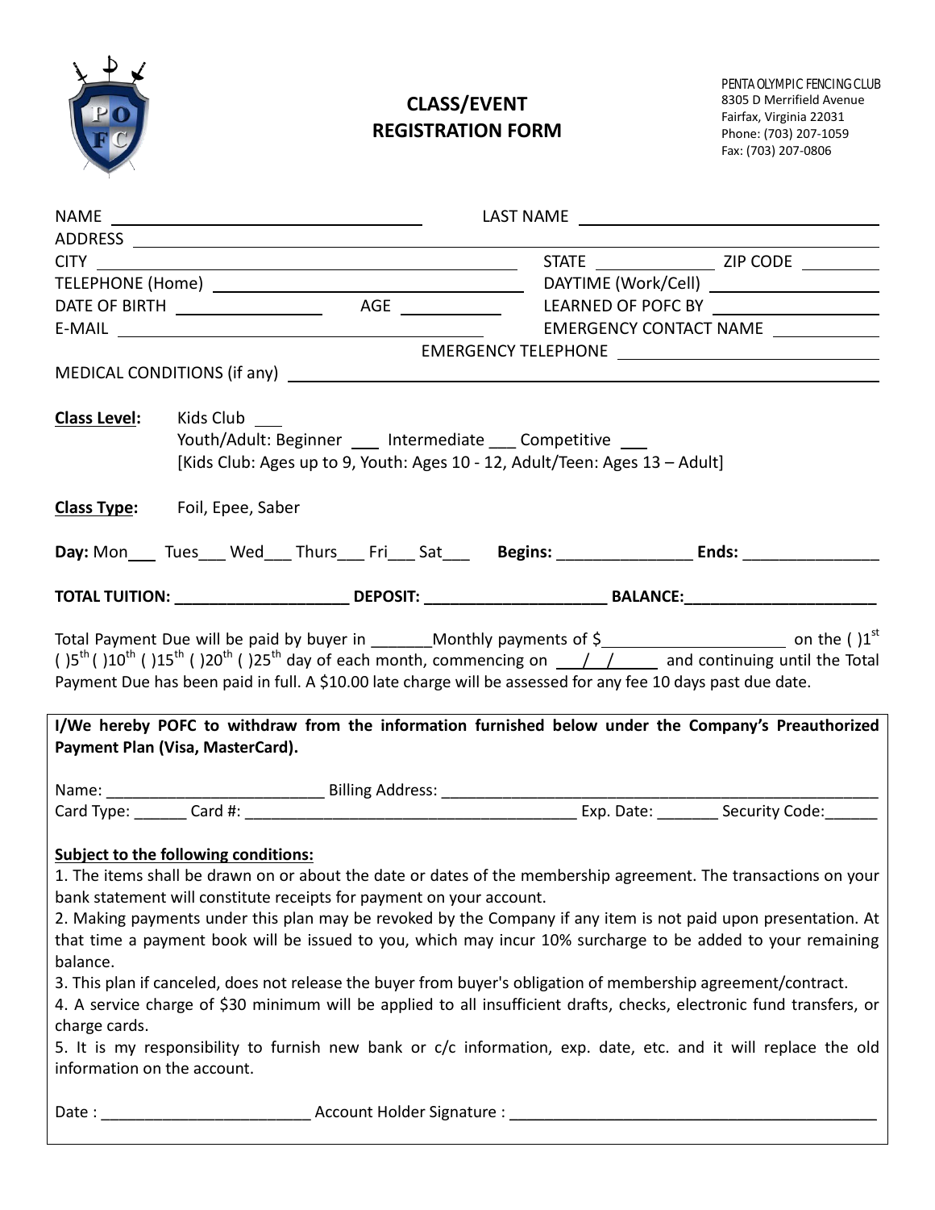# CLASS/EVENT REGISTRATION FORM

PENTA OLYMPIC FENCING CLUB
8305 D Merrifield Avenue
Fairfax, Virginia 22031
Phone: (703) 207-1059
Fax: (703) 207-0806

NAME ______________________________ LAST NAME ______________________________

ADDRESS ______________________________________________________________

CITY ______________________________ STATE ____________ ZIP CODE ________

TELEPHONE (Home) ______________________________ DAYTIME (Work/Cell) ________________

DATE OF BIRTH ______________ AGE __________ LEARNED OF POFC BY ________________

E-MAIL ______________________________ EMERGENCY CONTACT NAME ____________

EMERGENCY TELEPHONE ______________________________

MEDICAL CONDITIONS (if any) ______________________________________________

**Class Level:** Kids Club ___
Youth/Adult: Beginner ___ Intermediate ___ Competitive ___
[Kids Club: Ages up to 9, Youth: Ages 10 - 12, Adult/Teen: Ages 13 – Adult]

**Class Type:** Foil, Epee, Saber

**Day:** Mon___ Tues___ Wed___ Thurs___ Fri___ Sat___ **Begins:** _______________ **Ends:** _______________

**TOTAL TUITION:** ____________________ **DEPOSIT:** _____________________ **BALANCE:**______________________

Total Payment Due will be paid by buyer in _______Monthly payments of $____________________ on the ( )1st ( )5th ( )10th ( )15th ( )20th ( )25th day of each month, commencing on ___/___/_____ and continuing until the Total Payment Due has been paid in full. A $10.00 late charge will be assessed for any fee 10 days past due date.

**I/We hereby POFC to withdraw from the information furnished below under the Company's Preauthorized Payment Plan (Visa, MasterCard).**

Name: ________________________ Billing Address: ______________________________________________

Card Type: ______ Card #: ______________________________________ Exp. Date: _______ Security Code:______

**Subject to the following conditions:**

1. The items shall be drawn on or about the date or dates of the membership agreement. The transactions on your bank statement will constitute receipts for payment on your account.
2. Making payments under this plan may be revoked by the Company if any item is not paid upon presentation. At that time a payment book will be issued to you, which may incur 10% surcharge to be added to your remaining balance.
3. This plan if canceled, does not release the buyer from buyer's obligation of membership agreement/contract.
4. A service charge of $30 minimum will be applied to all insufficient drafts, checks, electronic fund transfers, or charge cards.
5. It is my responsibility to furnish new bank or c/c information, exp. date, etc. and it will replace the old information on the account.

Date : _______________________ Account Holder Signature : ___________________________________________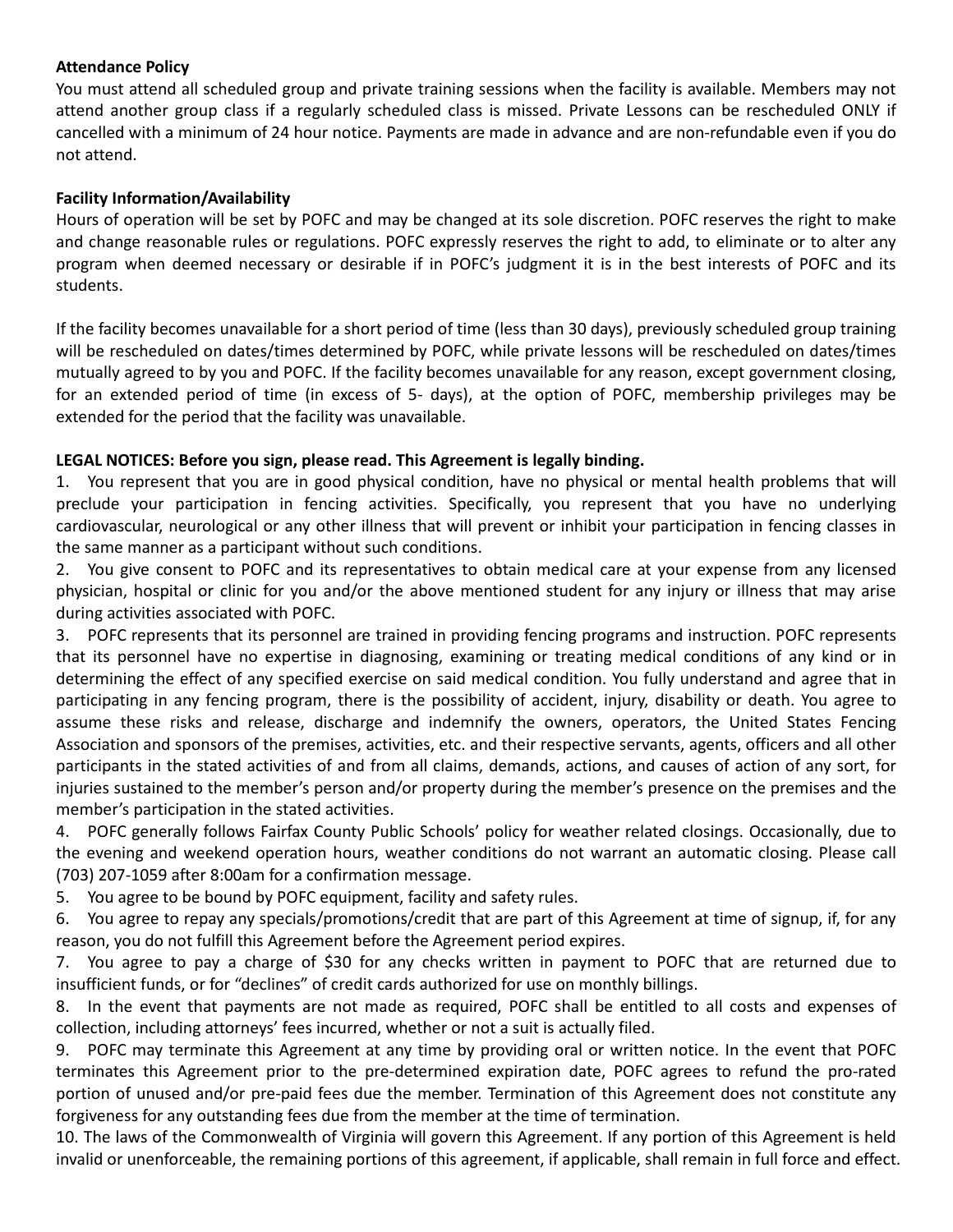**Attendance Policy**

You must attend all scheduled group and private training sessions when the facility is available. Members may not attend another group class if a regularly scheduled class is missed. Private Lessons can be rescheduled ONLY if cancelled with a minimum of 24 hour notice. Payments are made in advance and are non-refundable even if you do not attend.

**Facility Information/Availability**

Hours of operation will be set by POFC and may be changed at its sole discretion. POFC reserves the right to make and change reasonable rules or regulations. POFC expressly reserves the right to add, to eliminate or to alter any program when deemed necessary or desirable if in POFC's judgment it is in the best interests of POFC and its students.

If the facility becomes unavailable for a short period of time (less than 30 days), previously scheduled group training will be rescheduled on dates/times determined by POFC, while private lessons will be rescheduled on dates/times mutually agreed to by you and POFC. If the facility becomes unavailable for any reason, except government closing, for an extended period of time (in excess of 5- days), at the option of POFC, membership privileges may be extended for the period that the facility was unavailable.

**LEGAL NOTICES: Before you sign, please read. This Agreement is legally binding.**

1. You represent that you are in good physical condition, have no physical or mental health problems that will preclude your participation in fencing activities. Specifically, you represent that you have no underlying cardiovascular, neurological or any other illness that will prevent or inhibit your participation in fencing classes in the same manner as a participant without such conditions.
2. You give consent to POFC and its representatives to obtain medical care at your expense from any licensed physician, hospital or clinic for you and/or the above mentioned student for any injury or illness that may arise during activities associated with POFC.
3. POFC represents that its personnel are trained in providing fencing programs and instruction. POFC represents that its personnel have no expertise in diagnosing, examining or treating medical conditions of any kind or in determining the effect of any specified exercise on said medical condition. You fully understand and agree that in participating in any fencing program, there is the possibility of accident, injury, disability or death. You agree to assume these risks and release, discharge and indemnify the owners, operators, the United States Fencing Association and sponsors of the premises, activities, etc. and their respective servants, agents, officers and all other participants in the stated activities of and from all claims, demands, actions, and causes of action of any sort, for injuries sustained to the member's person and/or property during the member's presence on the premises and the member's participation in the stated activities.
4. POFC generally follows Fairfax County Public Schools' policy for weather related closings. Occasionally, due to the evening and weekend operation hours, weather conditions do not warrant an automatic closing. Please call (703) 207-1059 after 8:00am for a confirmation message.
5. You agree to be bound by POFC equipment, facility and safety rules.
6. You agree to repay any specials/promotions/credit that are part of this Agreement at time of signup, if, for any reason, you do not fulfill this Agreement before the Agreement period expires.
7. You agree to pay a charge of $30 for any checks written in payment to POFC that are returned due to insufficient funds, or for "declines" of credit cards authorized for use on monthly billings.
8. In the event that payments are not made as required, POFC shall be entitled to all costs and expenses of collection, including attorneys' fees incurred, whether or not a suit is actually filed.
9. POFC may terminate this Agreement at any time by providing oral or written notice. In the event that POFC terminates this Agreement prior to the pre-determined expiration date, POFC agrees to refund the pro-rated portion of unused and/or pre-paid fees due the member. Termination of this Agreement does not constitute any forgiveness for any outstanding fees due from the member at the time of termination.
10. The laws of the Commonwealth of Virginia will govern this Agreement. If any portion of this Agreement is held invalid or unenforceable, the remaining portions of this agreement, if applicable, shall remain in full force and effect.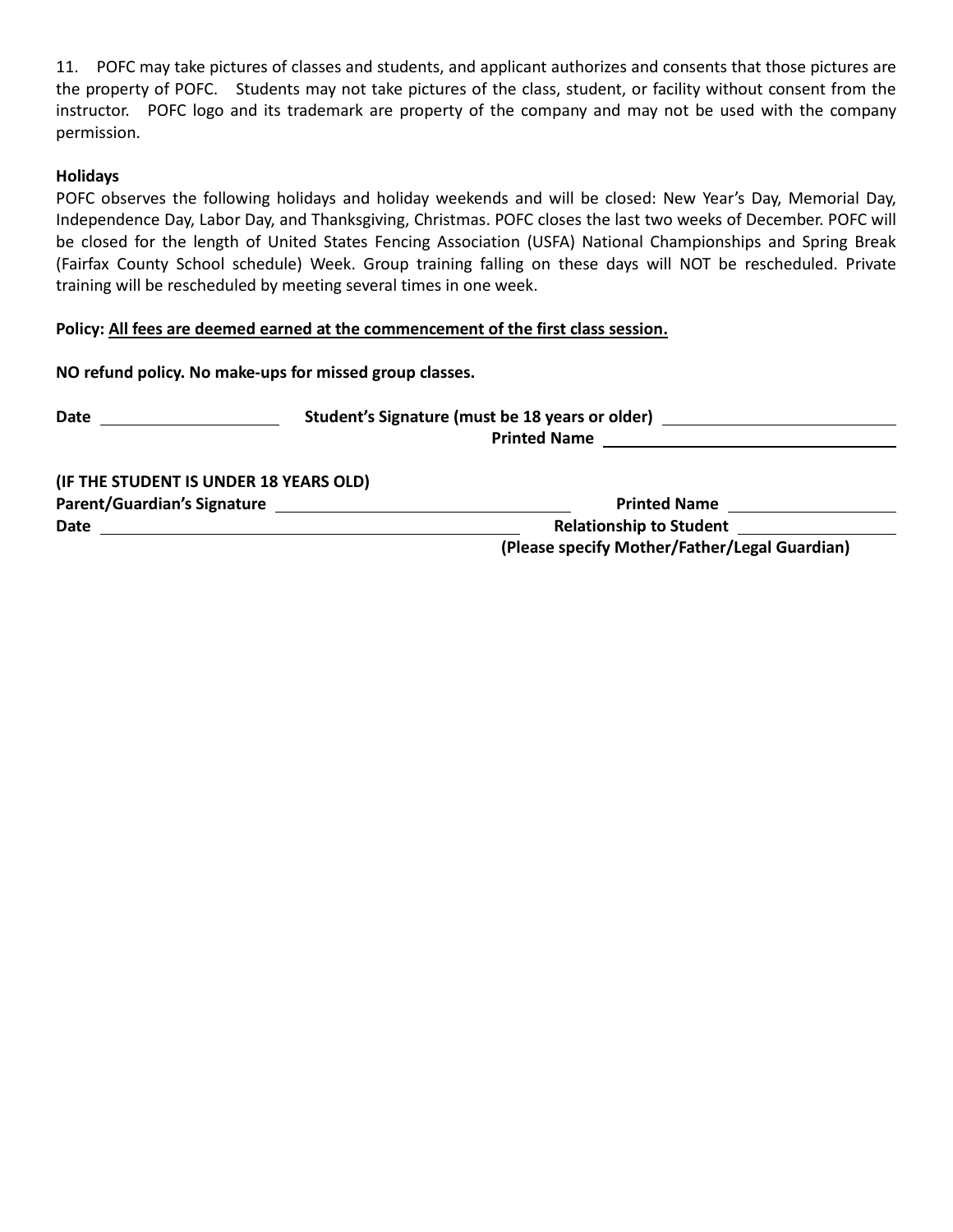11. POFC may take pictures of classes and students, and applicant authorizes and consents that those pictures are the property of POFC. Students may not take pictures of the class, student, or facility without consent from the instructor. POFC logo and its trademark are property of the company and may not be used with the company permission.

**Holidays**

POFC observes the following holidays and holiday weekends and will be closed: New Year's Day, Memorial Day, Independence Day, Labor Day, and Thanksgiving, Christmas. POFC closes the last two weeks of December. POFC will be closed for the length of United States Fencing Association (USFA) National Championships and Spring Break (Fairfax County School schedule) Week. Group training falling on these days will NOT be rescheduled. Private training will be rescheduled by meeting several times in one week.

**Policy: <u>All fees are deemed earned at the commencement of the first class session.</u>**

**NO refund policy. No make-ups for missed group classes.**

**Date** ____________________ **Student's Signature (must be 18 years or older)** ________________________

**Printed Name** ________________________________

**(IF THE STUDENT IS UNDER 18 YEARS OLD)**

**Parent/Guardian's Signature** ________________________________ **Printed Name** ____________________

**Date** ________________________________________________ **Relationship to Student** __________________

**(Please specify Mother/Father/Legal Guardian)**